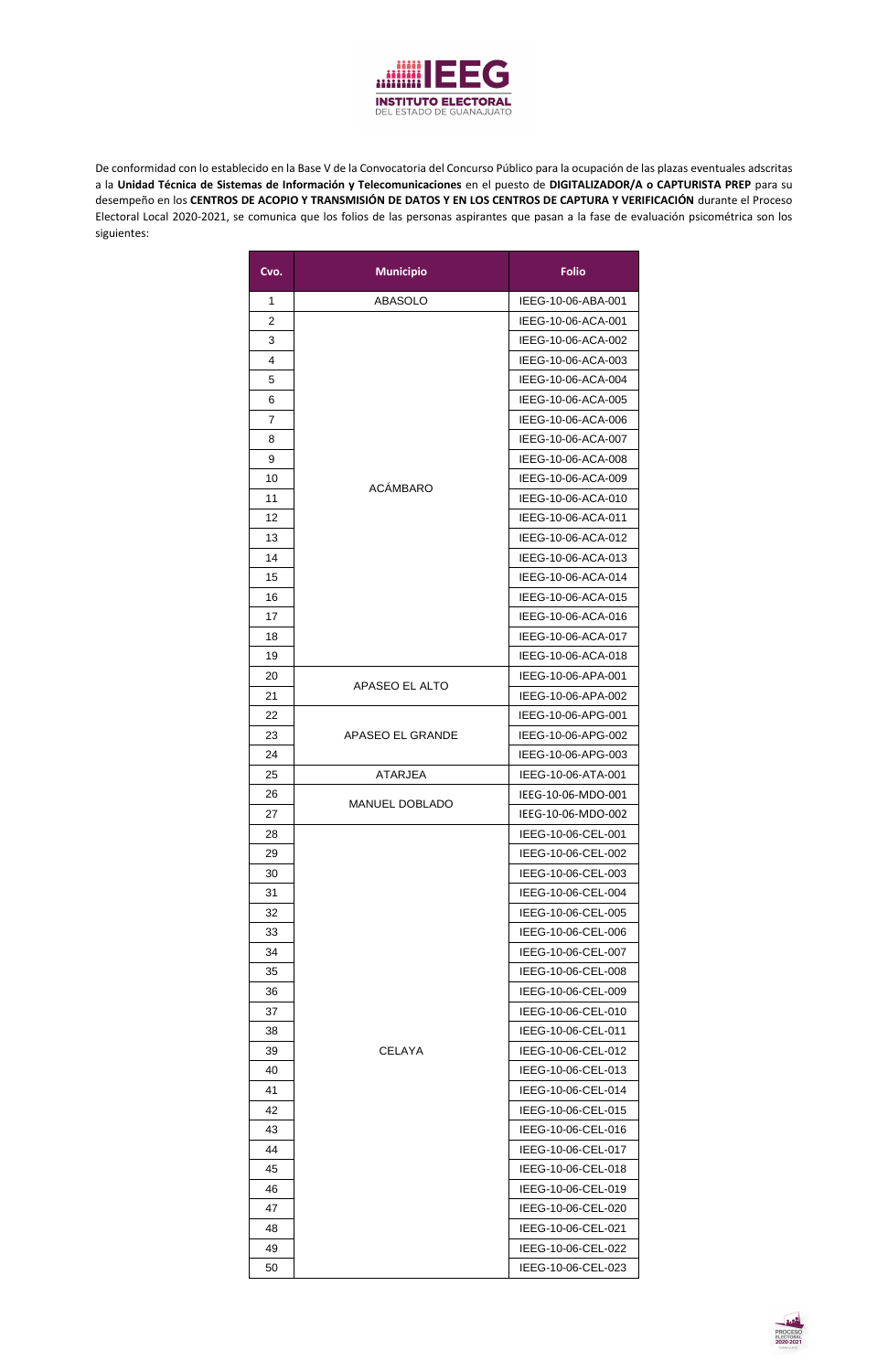**IEEG**
**INSTITUTO ELECTORAL**
DEL ESTADO DE GUANAJUATO

De conformidad con lo establecido en la Base V de la Convocatoria del Concurso Público para la ocupación de las plazas eventuales adscritas a la **Unidad Técnica de Sistemas de Información y Telecomunicaciones** en el puesto de **DIGITALIZADOR/A o CAPTURISTA PREP** para su desempeño en los **CENTROS DE ACOPIO Y TRANSMISIÓN DE DATOS Y EN LOS CENTROS DE CAPTURA Y VERIFICACIÓN** durante el Proceso Electoral Local 2020-2021, se comunica que los folios de las personas aspirantes que pasan a la fase de evaluación psicométrica son los siguientes:

| Cvo. | Municipio | Folio |
|---|---|---|
| 1 | ABASOLO | IEEG-10-06-ABA-001 |
| 2 | ACÁMBARO | IEEG-10-06-ACA-001 |
| 3 | | IEEG-10-06-ACA-002 |
| 4 | | IEEG-10-06-ACA-003 |
| 5 | | IEEG-10-06-ACA-004 |
| 6 | | IEEG-10-06-ACA-005 |
| 7 | | IEEG-10-06-ACA-006 |
| 8 | | IEEG-10-06-ACA-007 |
| 9 | | IEEG-10-06-ACA-008 |
| 10 | | IEEG-10-06-ACA-009 |
| 11 | | IEEG-10-06-ACA-010 |
| 12 | | IEEG-10-06-ACA-011 |
| 13 | | IEEG-10-06-ACA-012 |
| 14 | | IEEG-10-06-ACA-013 |
| 15 | | IEEG-10-06-ACA-014 |
| 16 | | IEEG-10-06-ACA-015 |
| 17 | | IEEG-10-06-ACA-016 |
| 18 | | IEEG-10-06-ACA-017 |
| 19 | | IEEG-10-06-ACA-018 |
| 20 | APASEO EL ALTO | IEEG-10-06-APA-001 |
| 21 | | IEEG-10-06-APA-002 |
| 22 | APASEO EL GRANDE | IEEG-10-06-APG-001 |
| 23 | | IEEG-10-06-APG-002 |
| 24 | | IEEG-10-06-APG-003 |
| 25 | ATARJEA | IEEG-10-06-ATA-001 |
| 26 | MANUEL DOBLADO | IEEG-10-06-MDO-001 |
| 27 | | IEEG-10-06-MDO-002 |
| 28 | CELAYA | IEEG-10-06-CEL-001 |
| 29 | | IEEG-10-06-CEL-002 |
| 30 | | IEEG-10-06-CEL-003 |
| 31 | | IEEG-10-06-CEL-004 |
| 32 | | IEEG-10-06-CEL-005 |
| 33 | | IEEG-10-06-CEL-006 |
| 34 | | IEEG-10-06-CEL-007 |
| 35 | | IEEG-10-06-CEL-008 |
| 36 | | IEEG-10-06-CEL-009 |
| 37 | | IEEG-10-06-CEL-010 |
| 38 | | IEEG-10-06-CEL-011 |
| 39 | | IEEG-10-06-CEL-012 |
| 40 | | IEEG-10-06-CEL-013 |
| 41 | | IEEG-10-06-CEL-014 |
| 42 | | IEEG-10-06-CEL-015 |
| 43 | | IEEG-10-06-CEL-016 |
| 44 | | IEEG-10-06-CEL-017 |
| 45 | | IEEG-10-06-CEL-018 |
| 46 | | IEEG-10-06-CEL-019 |
| 47 | | IEEG-10-06-CEL-020 |
| 48 | | IEEG-10-06-CEL-021 |
| 49 | | IEEG-10-06-CEL-022 |
| 50 | | IEEG-10-06-CEL-023 |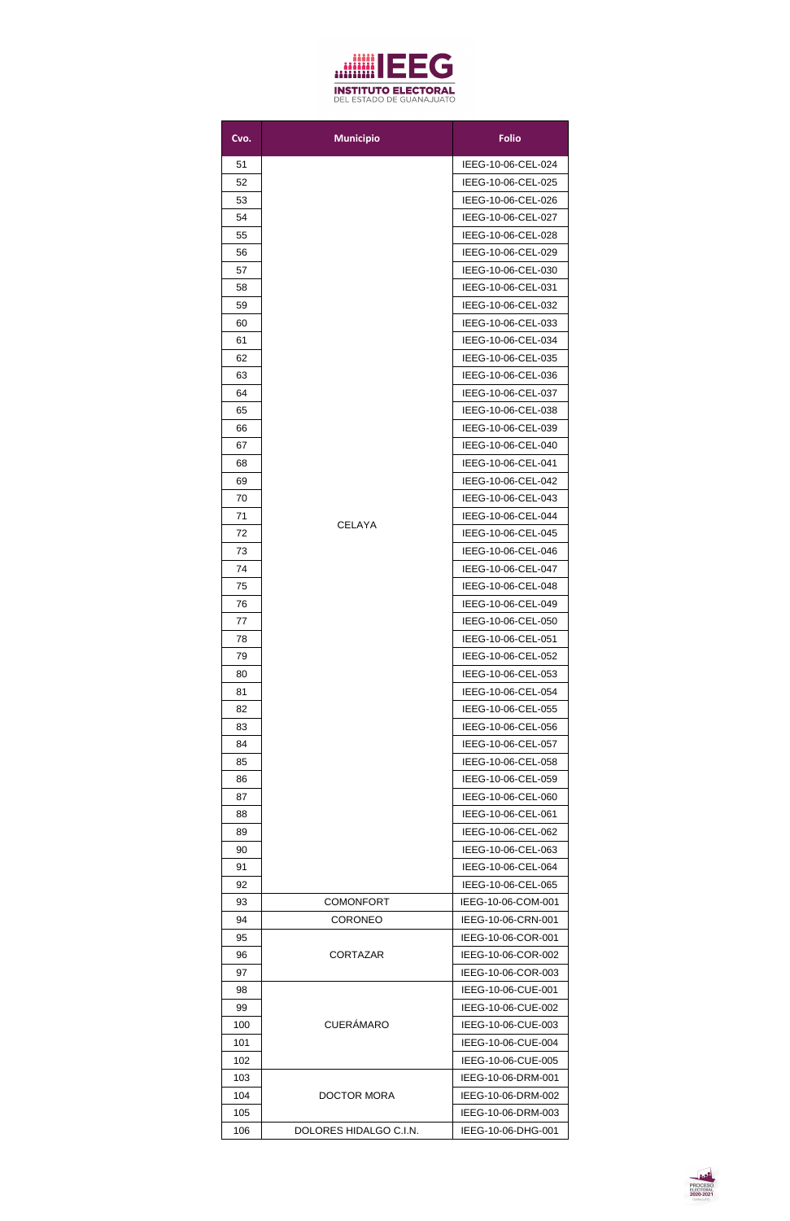| Cvo. | Municipio | Folio |
|---|---|---|
| 51 | CELAYA | IEEG-10-06-CEL-024 |
| 52 | | IEEG-10-06-CEL-025 |
| 53 | | IEEG-10-06-CEL-026 |
| 54 | | IEEG-10-06-CEL-027 |
| 55 | | IEEG-10-06-CEL-028 |
| 56 | | IEEG-10-06-CEL-029 |
| 57 | | IEEG-10-06-CEL-030 |
| 58 | | IEEG-10-06-CEL-031 |
| 59 | | IEEG-10-06-CEL-032 |
| 60 | | IEEG-10-06-CEL-033 |
| 61 | | IEEG-10-06-CEL-034 |
| 62 | | IEEG-10-06-CEL-035 |
| 63 | | IEEG-10-06-CEL-036 |
| 64 | | IEEG-10-06-CEL-037 |
| 65 | | IEEG-10-06-CEL-038 |
| 66 | | IEEG-10-06-CEL-039 |
| 67 | | IEEG-10-06-CEL-040 |
| 68 | | IEEG-10-06-CEL-041 |
| 69 | | IEEG-10-06-CEL-042 |
| 70 | | IEEG-10-06-CEL-043 |
| 71 | | IEEG-10-06-CEL-044 |
| 72 | | IEEG-10-06-CEL-045 |
| 73 | | IEEG-10-06-CEL-046 |
| 74 | | IEEG-10-06-CEL-047 |
| 75 | | IEEG-10-06-CEL-048 |
| 76 | | IEEG-10-06-CEL-049 |
| 77 | | IEEG-10-06-CEL-050 |
| 78 | | IEEG-10-06-CEL-051 |
| 79 | | IEEG-10-06-CEL-052 |
| 80 | | IEEG-10-06-CEL-053 |
| 81 | | IEEG-10-06-CEL-054 |
| 82 | | IEEG-10-06-CEL-055 |
| 83 | | IEEG-10-06-CEL-056 |
| 84 | | IEEG-10-06-CEL-057 |
| 85 | | IEEG-10-06-CEL-058 |
| 86 | | IEEG-10-06-CEL-059 |
| 87 | | IEEG-10-06-CEL-060 |
| 88 | | IEEG-10-06-CEL-061 |
| 89 | | IEEG-10-06-CEL-062 |
| 90 | | IEEG-10-06-CEL-063 |
| 91 | | IEEG-10-06-CEL-064 |
| 92 | | IEEG-10-06-CEL-065 |
| 93 | COMONFORT | IEEG-10-06-COM-001 |
| 94 | CORONEO | IEEG-10-06-CRN-001 |
| 95 | CORTAZAR | IEEG-10-06-COR-001 |
| 96 | | IEEG-10-06-COR-002 |
| 97 | | IEEG-10-06-COR-003 |
| 98 | CUERÁMARO | IEEG-10-06-CUE-001 |
| 99 | | IEEG-10-06-CUE-002 |
| 100 | | IEEG-10-06-CUE-003 |
| 101 | | IEEG-10-06-CUE-004 |
| 102 | | IEEG-10-06-CUE-005 |
| 103 | DOCTOR MORA | IEEG-10-06-DRM-001 |
| 104 | | IEEG-10-06-DRM-002 |
| 105 | | IEEG-10-06-DRM-003 |
| 106 | DOLORES HIDALGO C.I.N. | IEEG-10-06-DHG-001 |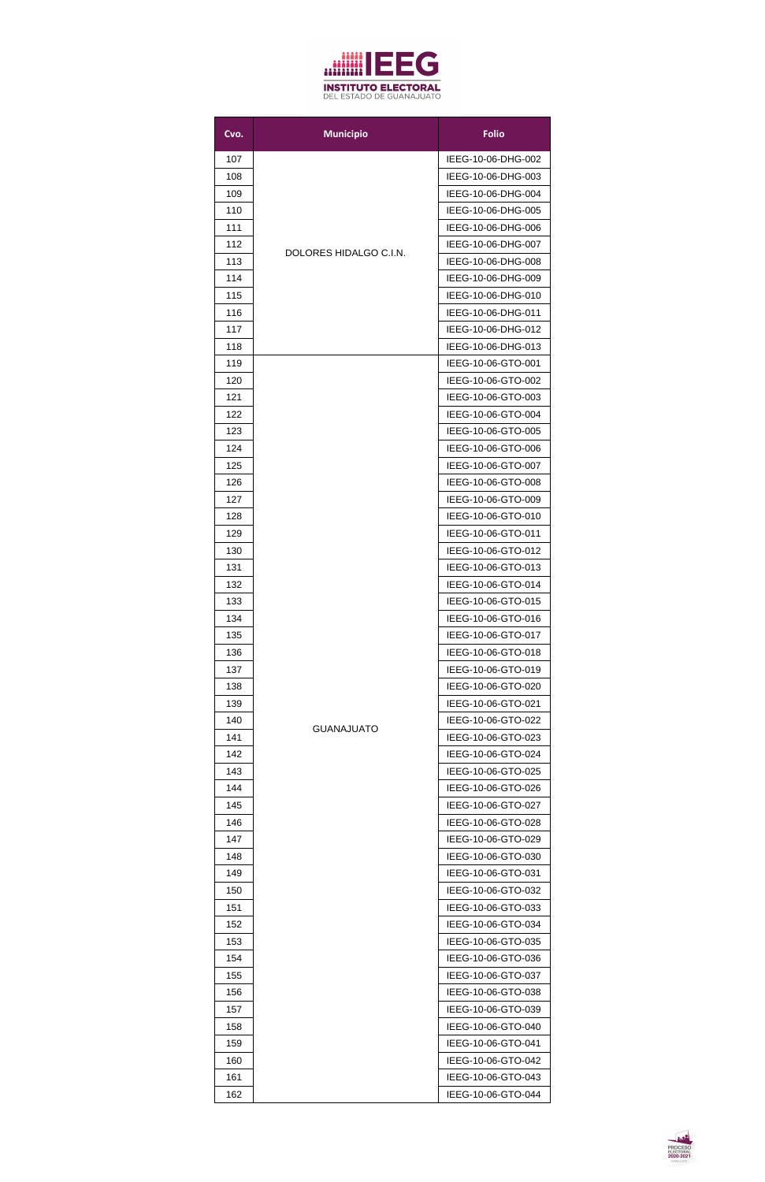| Cvo. | Municipio | Folio |
|---|---|---|
| 107 | DOLORES HIDALGO C.I.N. | IEEG-10-06-DHG-002 |
| 108 | | IEEG-10-06-DHG-003 |
| 109 | | IEEG-10-06-DHG-004 |
| 110 | | IEEG-10-06-DHG-005 |
| 111 | | IEEG-10-06-DHG-006 |
| 112 | | IEEG-10-06-DHG-007 |
| 113 | | IEEG-10-06-DHG-008 |
| 114 | | IEEG-10-06-DHG-009 |
| 115 | | IEEG-10-06-DHG-010 |
| 116 | | IEEG-10-06-DHG-011 |
| 117 | | IEEG-10-06-DHG-012 |
| 118 | | IEEG-10-06-DHG-013 |
| 119 | GUANAJUATO | IEEG-10-06-GTO-001 |
| 120 | | IEEG-10-06-GTO-002 |
| 121 | | IEEG-10-06-GTO-003 |
| 122 | | IEEG-10-06-GTO-004 |
| 123 | | IEEG-10-06-GTO-005 |
| 124 | | IEEG-10-06-GTO-006 |
| 125 | | IEEG-10-06-GTO-007 |
| 126 | | IEEG-10-06-GTO-008 |
| 127 | | IEEG-10-06-GTO-009 |
| 128 | | IEEG-10-06-GTO-010 |
| 129 | | IEEG-10-06-GTO-011 |
| 130 | | IEEG-10-06-GTO-012 |
| 131 | | IEEG-10-06-GTO-013 |
| 132 | | IEEG-10-06-GTO-014 |
| 133 | | IEEG-10-06-GTO-015 |
| 134 | | IEEG-10-06-GTO-016 |
| 135 | | IEEG-10-06-GTO-017 |
| 136 | | IEEG-10-06-GTO-018 |
| 137 | | IEEG-10-06-GTO-019 |
| 138 | | IEEG-10-06-GTO-020 |
| 139 | | IEEG-10-06-GTO-021 |
| 140 | | IEEG-10-06-GTO-022 |
| 141 | | IEEG-10-06-GTO-023 |
| 142 | | IEEG-10-06-GTO-024 |
| 143 | | IEEG-10-06-GTO-025 |
| 144 | | IEEG-10-06-GTO-026 |
| 145 | | IEEG-10-06-GTO-027 |
| 146 | | IEEG-10-06-GTO-028 |
| 147 | | IEEG-10-06-GTO-029 |
| 148 | | IEEG-10-06-GTO-030 |
| 149 | | IEEG-10-06-GTO-031 |
| 150 | | IEEG-10-06-GTO-032 |
| 151 | | IEEG-10-06-GTO-033 |
| 152 | | IEEG-10-06-GTO-034 |
| 153 | | IEEG-10-06-GTO-035 |
| 154 | | IEEG-10-06-GTO-036 |
| 155 | | IEEG-10-06-GTO-037 |
| 156 | | IEEG-10-06-GTO-038 |
| 157 | | IEEG-10-06-GTO-039 |
| 158 | | IEEG-10-06-GTO-040 |
| 159 | | IEEG-10-06-GTO-041 |
| 160 | | IEEG-10-06-GTO-042 |
| 161 | | IEEG-10-06-GTO-043 |
| 162 | | IEEG-10-06-GTO-044 |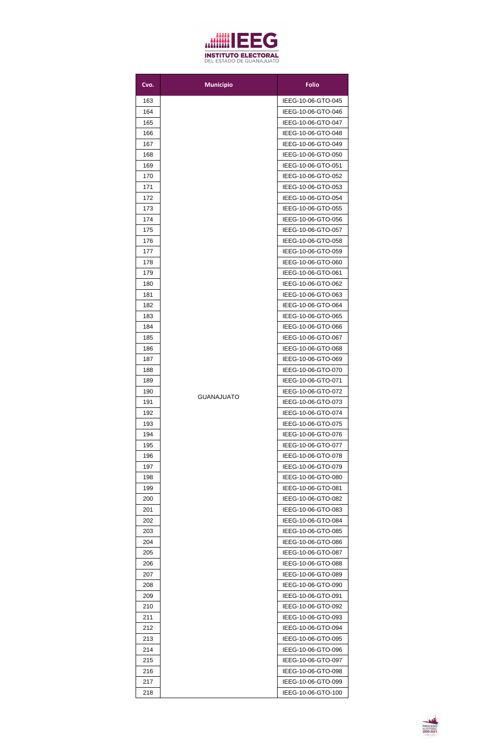| Cvo. | Municipio | Folio |
|---|---|---|
| 163 | GUANAJUATO | IEEG-10-06-GTO-045 |
| 164 | | IEEG-10-06-GTO-046 |
| 165 | | IEEG-10-06-GTO-047 |
| 166 | | IEEG-10-06-GTO-048 |
| 167 | | IEEG-10-06-GTO-049 |
| 168 | | IEEG-10-06-GTO-050 |
| 169 | | IEEG-10-06-GTO-051 |
| 170 | | IEEG-10-06-GTO-052 |
| 171 | | IEEG-10-06-GTO-053 |
| 172 | | IEEG-10-06-GTO-054 |
| 173 | | IEEG-10-06-GTO-055 |
| 174 | | IEEG-10-06-GTO-056 |
| 175 | | IEEG-10-06-GTO-057 |
| 176 | | IEEG-10-06-GTO-058 |
| 177 | | IEEG-10-06-GTO-059 |
| 178 | | IEEG-10-06-GTO-060 |
| 179 | | IEEG-10-06-GTO-061 |
| 180 | | IEEG-10-06-GTO-062 |
| 181 | | IEEG-10-06-GTO-063 |
| 182 | | IEEG-10-06-GTO-064 |
| 183 | | IEEG-10-06-GTO-065 |
| 184 | | IEEG-10-06-GTO-066 |
| 185 | | IEEG-10-06-GTO-067 |
| 186 | | IEEG-10-06-GTO-068 |
| 187 | | IEEG-10-06-GTO-069 |
| 188 | | IEEG-10-06-GTO-070 |
| 189 | | IEEG-10-06-GTO-071 |
| 190 | | IEEG-10-06-GTO-072 |
| 191 | | IEEG-10-06-GTO-073 |
| 192 | | IEEG-10-06-GTO-074 |
| 193 | | IEEG-10-06-GTO-075 |
| 194 | | IEEG-10-06-GTO-076 |
| 195 | | IEEG-10-06-GTO-077 |
| 196 | | IEEG-10-06-GTO-078 |
| 197 | | IEEG-10-06-GTO-079 |
| 198 | | IEEG-10-06-GTO-080 |
| 199 | | IEEG-10-06-GTO-081 |
| 200 | | IEEG-10-06-GTO-082 |
| 201 | | IEEG-10-06-GTO-083 |
| 202 | | IEEG-10-06-GTO-084 |
| 203 | | IEEG-10-06-GTO-085 |
| 204 | | IEEG-10-06-GTO-086 |
| 205 | | IEEG-10-06-GTO-087 |
| 206 | | IEEG-10-06-GTO-088 |
| 207 | | IEEG-10-06-GTO-089 |
| 208 | | IEEG-10-06-GTO-090 |
| 209 | | IEEG-10-06-GTO-091 |
| 210 | | IEEG-10-06-GTO-092 |
| 211 | | IEEG-10-06-GTO-093 |
| 212 | | IEEG-10-06-GTO-094 |
| 213 | | IEEG-10-06-GTO-095 |
| 214 | | IEEG-10-06-GTO-096 |
| 215 | | IEEG-10-06-GTO-097 |
| 216 | | IEEG-10-06-GTO-098 |
| 217 | | IEEG-10-06-GTO-099 |
| 218 | | IEEG-10-06-GTO-100 |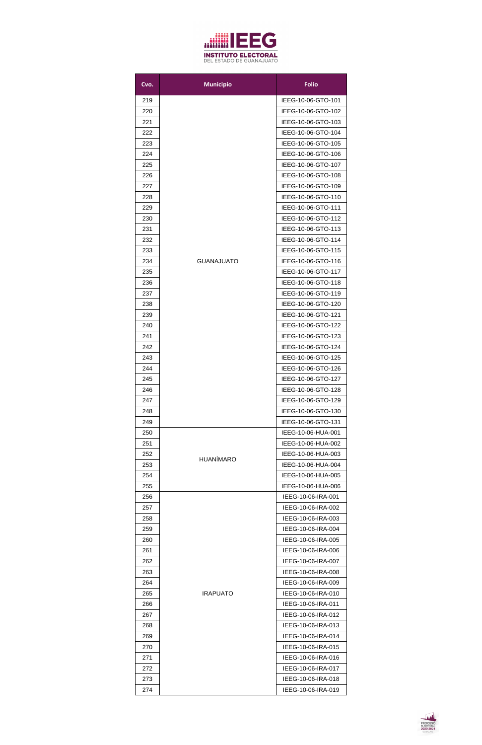| Cvo. | Municipio | Folio |
|---|---|---|
| 219 | GUANAJUATO | IEEG-10-06-GTO-101 |
| 220 | | IEEG-10-06-GTO-102 |
| 221 | | IEEG-10-06-GTO-103 |
| 222 | | IEEG-10-06-GTO-104 |
| 223 | | IEEG-10-06-GTO-105 |
| 224 | | IEEG-10-06-GTO-106 |
| 225 | | IEEG-10-06-GTO-107 |
| 226 | | IEEG-10-06-GTO-108 |
| 227 | | IEEG-10-06-GTO-109 |
| 228 | | IEEG-10-06-GTO-110 |
| 229 | | IEEG-10-06-GTO-111 |
| 230 | | IEEG-10-06-GTO-112 |
| 231 | | IEEG-10-06-GTO-113 |
| 232 | | IEEG-10-06-GTO-114 |
| 233 | | IEEG-10-06-GTO-115 |
| 234 | | IEEG-10-06-GTO-116 |
| 235 | | IEEG-10-06-GTO-117 |
| 236 | | IEEG-10-06-GTO-118 |
| 237 | | IEEG-10-06-GTO-119 |
| 238 | | IEEG-10-06-GTO-120 |
| 239 | | IEEG-10-06-GTO-121 |
| 240 | | IEEG-10-06-GTO-122 |
| 241 | | IEEG-10-06-GTO-123 |
| 242 | | IEEG-10-06-GTO-124 |
| 243 | | IEEG-10-06-GTO-125 |
| 244 | | IEEG-10-06-GTO-126 |
| 245 | | IEEG-10-06-GTO-127 |
| 246 | | IEEG-10-06-GTO-128 |
| 247 | | IEEG-10-06-GTO-129 |
| 248 | | IEEG-10-06-GTO-130 |
| 249 | | IEEG-10-06-GTO-131 |
| 250 | HUANÍMARO | IEEG-10-06-HUA-001 |
| 251 | | IEEG-10-06-HUA-002 |
| 252 | | IEEG-10-06-HUA-003 |
| 253 | | IEEG-10-06-HUA-004 |
| 254 | | IEEG-10-06-HUA-005 |
| 255 | | IEEG-10-06-HUA-006 |
| 256 | IRAPUATO | IEEG-10-06-IRA-001 |
| 257 | | IEEG-10-06-IRA-002 |
| 258 | | IEEG-10-06-IRA-003 |
| 259 | | IEEG-10-06-IRA-004 |
| 260 | | IEEG-10-06-IRA-005 |
| 261 | | IEEG-10-06-IRA-006 |
| 262 | | IEEG-10-06-IRA-007 |
| 263 | | IEEG-10-06-IRA-008 |
| 264 | | IEEG-10-06-IRA-009 |
| 265 | | IEEG-10-06-IRA-010 |
| 266 | | IEEG-10-06-IRA-011 |
| 267 | | IEEG-10-06-IRA-012 |
| 268 | | IEEG-10-06-IRA-013 |
| 269 | | IEEG-10-06-IRA-014 |
| 270 | | IEEG-10-06-IRA-015 |
| 271 | | IEEG-10-06-IRA-016 |
| 272 | | IEEG-10-06-IRA-017 |
| 273 | | IEEG-10-06-IRA-018 |
| 274 | | IEEG-10-06-IRA-019 |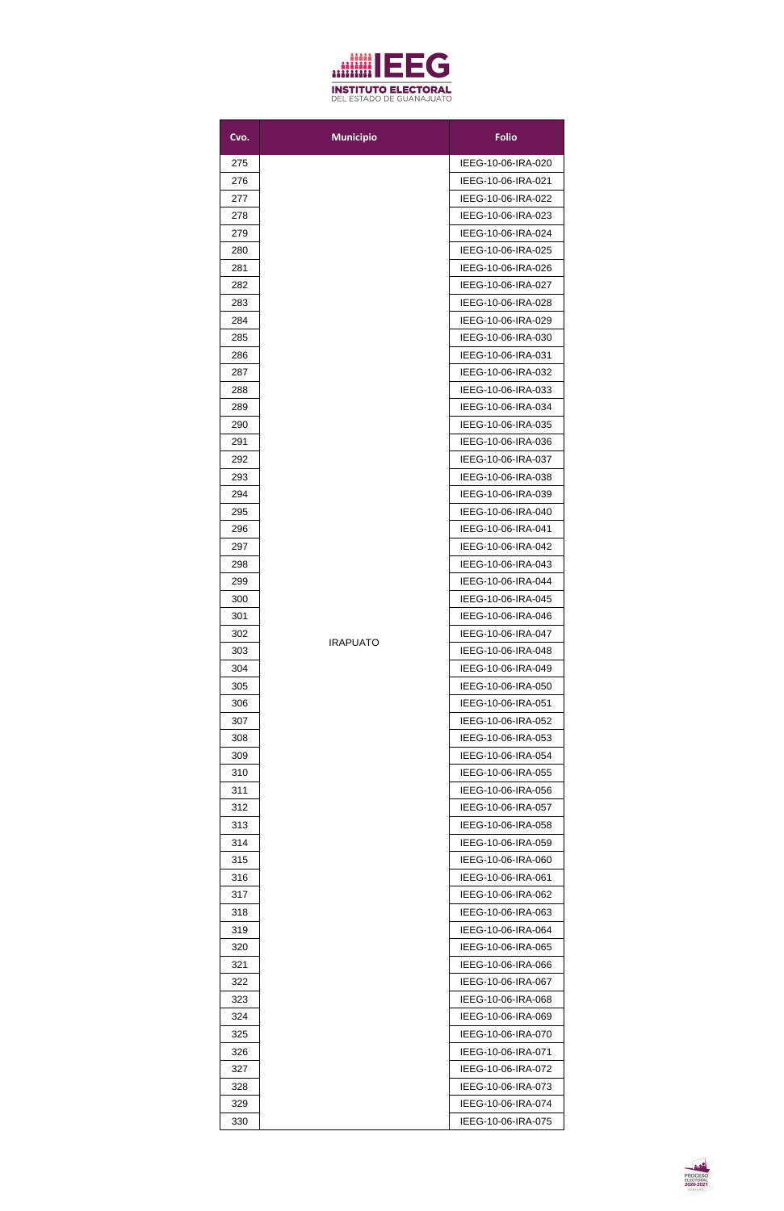| Cvo. | Municipio | Folio |
|---|---|---|
| 275 | IRAPUATO | IEEG-10-06-IRA-020 |
| 276 | | IEEG-10-06-IRA-021 |
| 277 | | IEEG-10-06-IRA-022 |
| 278 | | IEEG-10-06-IRA-023 |
| 279 | | IEEG-10-06-IRA-024 |
| 280 | | IEEG-10-06-IRA-025 |
| 281 | | IEEG-10-06-IRA-026 |
| 282 | | IEEG-10-06-IRA-027 |
| 283 | | IEEG-10-06-IRA-028 |
| 284 | | IEEG-10-06-IRA-029 |
| 285 | | IEEG-10-06-IRA-030 |
| 286 | | IEEG-10-06-IRA-031 |
| 287 | | IEEG-10-06-IRA-032 |
| 288 | | IEEG-10-06-IRA-033 |
| 289 | | IEEG-10-06-IRA-034 |
| 290 | | IEEG-10-06-IRA-035 |
| 291 | | IEEG-10-06-IRA-036 |
| 292 | | IEEG-10-06-IRA-037 |
| 293 | | IEEG-10-06-IRA-038 |
| 294 | | IEEG-10-06-IRA-039 |
| 295 | | IEEG-10-06-IRA-040 |
| 296 | | IEEG-10-06-IRA-041 |
| 297 | | IEEG-10-06-IRA-042 |
| 298 | | IEEG-10-06-IRA-043 |
| 299 | | IEEG-10-06-IRA-044 |
| 300 | | IEEG-10-06-IRA-045 |
| 301 | | IEEG-10-06-IRA-046 |
| 302 | | IEEG-10-06-IRA-047 |
| 303 | | IEEG-10-06-IRA-048 |
| 304 | | IEEG-10-06-IRA-049 |
| 305 | | IEEG-10-06-IRA-050 |
| 306 | | IEEG-10-06-IRA-051 |
| 307 | | IEEG-10-06-IRA-052 |
| 308 | | IEEG-10-06-IRA-053 |
| 309 | | IEEG-10-06-IRA-054 |
| 310 | | IEEG-10-06-IRA-055 |
| 311 | | IEEG-10-06-IRA-056 |
| 312 | | IEEG-10-06-IRA-057 |
| 313 | | IEEG-10-06-IRA-058 |
| 314 | | IEEG-10-06-IRA-059 |
| 315 | | IEEG-10-06-IRA-060 |
| 316 | | IEEG-10-06-IRA-061 |
| 317 | | IEEG-10-06-IRA-062 |
| 318 | | IEEG-10-06-IRA-063 |
| 319 | | IEEG-10-06-IRA-064 |
| 320 | | IEEG-10-06-IRA-065 |
| 321 | | IEEG-10-06-IRA-066 |
| 322 | | IEEG-10-06-IRA-067 |
| 323 | | IEEG-10-06-IRA-068 |
| 324 | | IEEG-10-06-IRA-069 |
| 325 | | IEEG-10-06-IRA-070 |
| 326 | | IEEG-10-06-IRA-071 |
| 327 | | IEEG-10-06-IRA-072 |
| 328 | | IEEG-10-06-IRA-073 |
| 329 | | IEEG-10-06-IRA-074 |
| 330 | | IEEG-10-06-IRA-075 |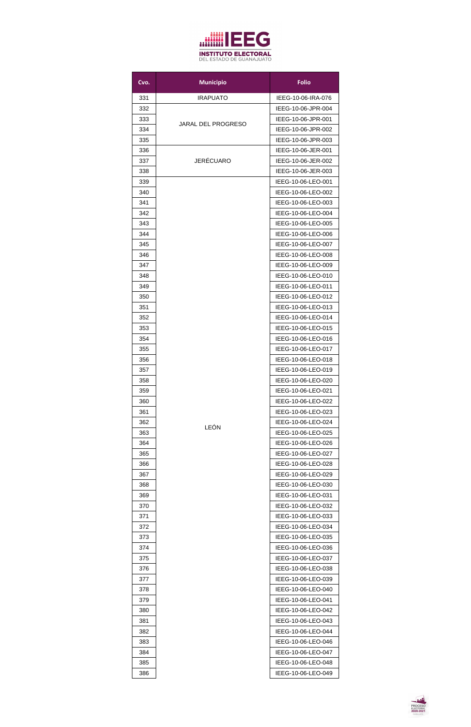| Cvo. | Municipio | Folio |
|---|---|---|
| 331 | IRAPUATO | IEEG-10-06-IRA-076 |
| 332 | JARAL DEL PROGRESO | IEEG-10-06-JPR-004 |
| 333 | | IEEG-10-06-JPR-001 |
| 334 | | IEEG-10-06-JPR-002 |
| 335 | | IEEG-10-06-JPR-003 |
| 336 | JERÉCUARO | IEEG-10-06-JER-001 |
| 337 | | IEEG-10-06-JER-002 |
| 338 | | IEEG-10-06-JER-003 |
| 339 | LEÓN | IEEG-10-06-LEO-001 |
| 340 | | IEEG-10-06-LEO-002 |
| 341 | | IEEG-10-06-LEO-003 |
| 342 | | IEEG-10-06-LEO-004 |
| 343 | | IEEG-10-06-LEO-005 |
| 344 | | IEEG-10-06-LEO-006 |
| 345 | | IEEG-10-06-LEO-007 |
| 346 | | IEEG-10-06-LEO-008 |
| 347 | | IEEG-10-06-LEO-009 |
| 348 | | IEEG-10-06-LEO-010 |
| 349 | | IEEG-10-06-LEO-011 |
| 350 | | IEEG-10-06-LEO-012 |
| 351 | | IEEG-10-06-LEO-013 |
| 352 | | IEEG-10-06-LEO-014 |
| 353 | | IEEG-10-06-LEO-015 |
| 354 | | IEEG-10-06-LEO-016 |
| 355 | | IEEG-10-06-LEO-017 |
| 356 | | IEEG-10-06-LEO-018 |
| 357 | | IEEG-10-06-LEO-019 |
| 358 | | IEEG-10-06-LEO-020 |
| 359 | | IEEG-10-06-LEO-021 |
| 360 | | IEEG-10-06-LEO-022 |
| 361 | | IEEG-10-06-LEO-023 |
| 362 | | IEEG-10-06-LEO-024 |
| 363 | | IEEG-10-06-LEO-025 |
| 364 | | IEEG-10-06-LEO-026 |
| 365 | | IEEG-10-06-LEO-027 |
| 366 | | IEEG-10-06-LEO-028 |
| 367 | | IEEG-10-06-LEO-029 |
| 368 | | IEEG-10-06-LEO-030 |
| 369 | | IEEG-10-06-LEO-031 |
| 370 | | IEEG-10-06-LEO-032 |
| 371 | | IEEG-10-06-LEO-033 |
| 372 | | IEEG-10-06-LEO-034 |
| 373 | | IEEG-10-06-LEO-035 |
| 374 | | IEEG-10-06-LEO-036 |
| 375 | | IEEG-10-06-LEO-037 |
| 376 | | IEEG-10-06-LEO-038 |
| 377 | | IEEG-10-06-LEO-039 |
| 378 | | IEEG-10-06-LEO-040 |
| 379 | | IEEG-10-06-LEO-041 |
| 380 | | IEEG-10-06-LEO-042 |
| 381 | | IEEG-10-06-LEO-043 |
| 382 | | IEEG-10-06-LEO-044 |
| 383 | | IEEG-10-06-LEO-046 |
| 384 | | IEEG-10-06-LEO-047 |
| 385 | | IEEG-10-06-LEO-048 |
| 386 | | IEEG-10-06-LEO-049 |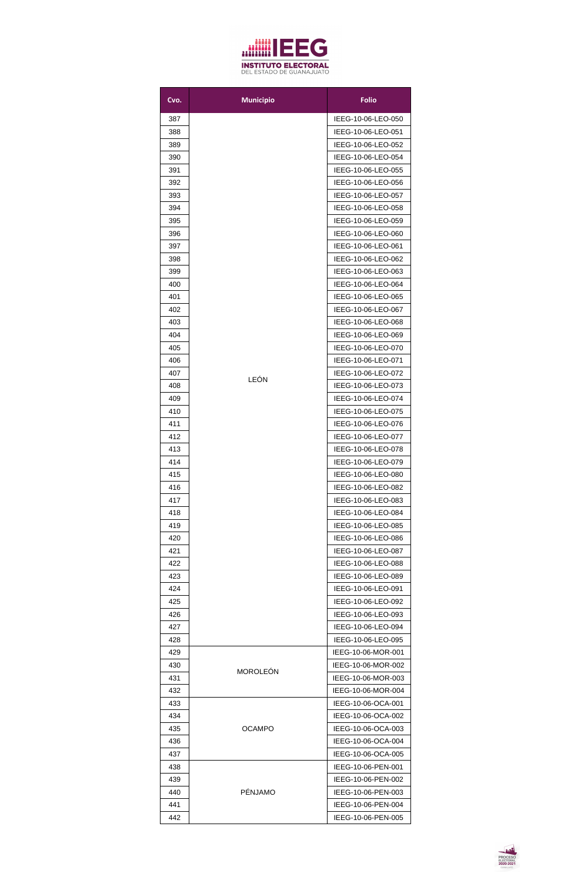| Cvo. | Municipio | Folio |
|---|---|---|
| 387 | LEÓN | IEEG-10-06-LEO-050 |
| 388 | | IEEG-10-06-LEO-051 |
| 389 | | IEEG-10-06-LEO-052 |
| 390 | | IEEG-10-06-LEO-054 |
| 391 | | IEEG-10-06-LEO-055 |
| 392 | | IEEG-10-06-LEO-056 |
| 393 | | IEEG-10-06-LEO-057 |
| 394 | | IEEG-10-06-LEO-058 |
| 395 | | IEEG-10-06-LEO-059 |
| 396 | | IEEG-10-06-LEO-060 |
| 397 | | IEEG-10-06-LEO-061 |
| 398 | | IEEG-10-06-LEO-062 |
| 399 | | IEEG-10-06-LEO-063 |
| 400 | | IEEG-10-06-LEO-064 |
| 401 | | IEEG-10-06-LEO-065 |
| 402 | | IEEG-10-06-LEO-067 |
| 403 | | IEEG-10-06-LEO-068 |
| 404 | | IEEG-10-06-LEO-069 |
| 405 | | IEEG-10-06-LEO-070 |
| 406 | | IEEG-10-06-LEO-071 |
| 407 | | IEEG-10-06-LEO-072 |
| 408 | | IEEG-10-06-LEO-073 |
| 409 | | IEEG-10-06-LEO-074 |
| 410 | | IEEG-10-06-LEO-075 |
| 411 | | IEEG-10-06-LEO-076 |
| 412 | | IEEG-10-06-LEO-077 |
| 413 | | IEEG-10-06-LEO-078 |
| 414 | | IEEG-10-06-LEO-079 |
| 415 | | IEEG-10-06-LEO-080 |
| 416 | | IEEG-10-06-LEO-082 |
| 417 | | IEEG-10-06-LEO-083 |
| 418 | | IEEG-10-06-LEO-084 |
| 419 | | IEEG-10-06-LEO-085 |
| 420 | | IEEG-10-06-LEO-086 |
| 421 | | IEEG-10-06-LEO-087 |
| 422 | | IEEG-10-06-LEO-088 |
| 423 | | IEEG-10-06-LEO-089 |
| 424 | | IEEG-10-06-LEO-091 |
| 425 | | IEEG-10-06-LEO-092 |
| 426 | | IEEG-10-06-LEO-093 |
| 427 | | IEEG-10-06-LEO-094 |
| 428 | | IEEG-10-06-LEO-095 |
| 429 | MOROLEÓN | IEEG-10-06-MOR-001 |
| 430 | | IEEG-10-06-MOR-002 |
| 431 | | IEEG-10-06-MOR-003 |
| 432 | | IEEG-10-06-MOR-004 |
| 433 | OCAMPO | IEEG-10-06-OCA-001 |
| 434 | | IEEG-10-06-OCA-002 |
| 435 | | IEEG-10-06-OCA-003 |
| 436 | | IEEG-10-06-OCA-004 |
| 437 | | IEEG-10-06-OCA-005 |
| 438 | PÉNJAMO | IEEG-10-06-PEN-001 |
| 439 | | IEEG-10-06-PEN-002 |
| 440 | | IEEG-10-06-PEN-003 |
| 441 | | IEEG-10-06-PEN-004 |
| 442 | | IEEG-10-06-PEN-005 |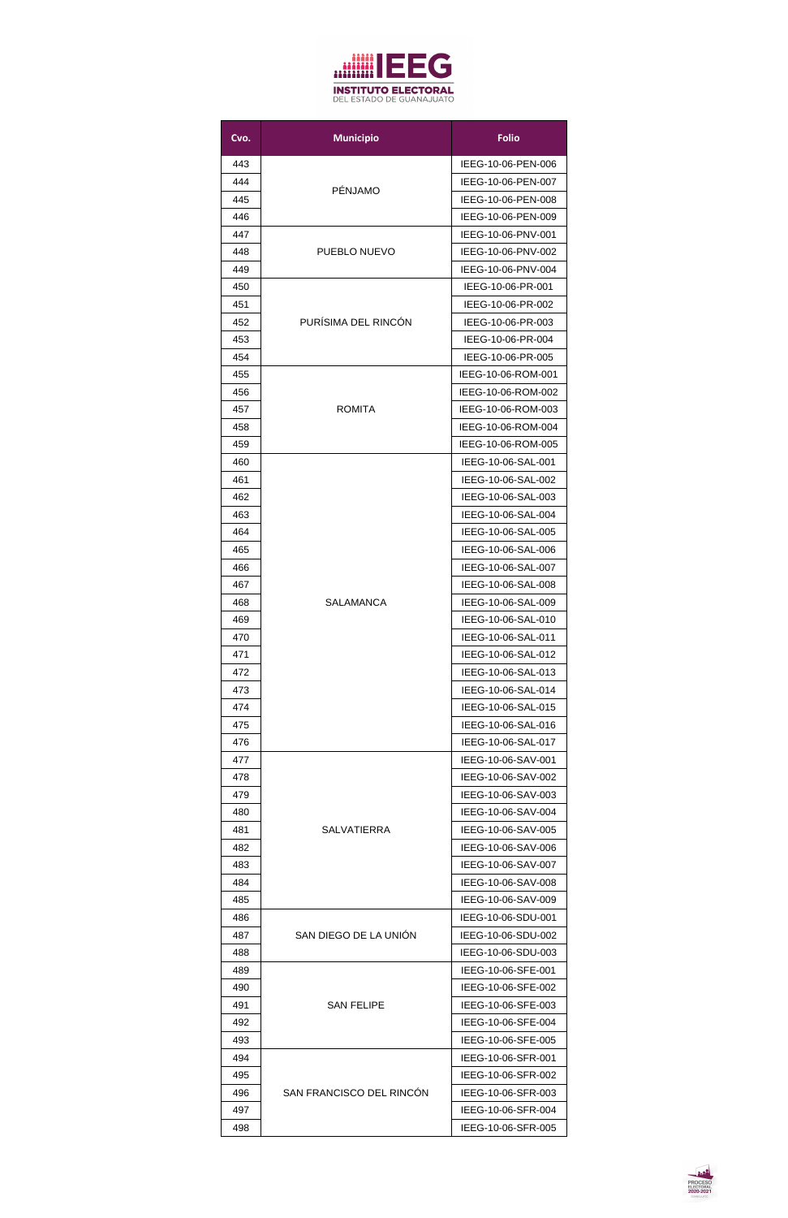| Cvo. | Municipio | Folio |
|---|---|---|
| 443 | PÉNJAMO | IEEG-10-06-PEN-006 |
| 444 | | IEEG-10-06-PEN-007 |
| 445 | | IEEG-10-06-PEN-008 |
| 446 | | IEEG-10-06-PEN-009 |
| 447 | PUEBLO NUEVO | IEEG-10-06-PNV-001 |
| 448 | | IEEG-10-06-PNV-002 |
| 449 | | IEEG-10-06-PNV-004 |
| 450 | PURÍSIMA DEL RINCÓN | IEEG-10-06-PR-001 |
| 451 | | IEEG-10-06-PR-002 |
| 452 | | IEEG-10-06-PR-003 |
| 453 | | IEEG-10-06-PR-004 |
| 454 | | IEEG-10-06-PR-005 |
| 455 | ROMITA | IEEG-10-06-ROM-001 |
| 456 | | IEEG-10-06-ROM-002 |
| 457 | | IEEG-10-06-ROM-003 |
| 458 | | IEEG-10-06-ROM-004 |
| 459 | | IEEG-10-06-ROM-005 |
| 460 | SALAMANCA | IEEG-10-06-SAL-001 |
| 461 | | IEEG-10-06-SAL-002 |
| 462 | | IEEG-10-06-SAL-003 |
| 463 | | IEEG-10-06-SAL-004 |
| 464 | | IEEG-10-06-SAL-005 |
| 465 | | IEEG-10-06-SAL-006 |
| 466 | | IEEG-10-06-SAL-007 |
| 467 | | IEEG-10-06-SAL-008 |
| 468 | | IEEG-10-06-SAL-009 |
| 469 | | IEEG-10-06-SAL-010 |
| 470 | | IEEG-10-06-SAL-011 |
| 471 | | IEEG-10-06-SAL-012 |
| 472 | | IEEG-10-06-SAL-013 |
| 473 | | IEEG-10-06-SAL-014 |
| 474 | | IEEG-10-06-SAL-015 |
| 475 | | IEEG-10-06-SAL-016 |
| 476 | | IEEG-10-06-SAL-017 |
| 477 | SALVATIERRA | IEEG-10-06-SAV-001 |
| 478 | | IEEG-10-06-SAV-002 |
| 479 | | IEEG-10-06-SAV-003 |
| 480 | | IEEG-10-06-SAV-004 |
| 481 | | IEEG-10-06-SAV-005 |
| 482 | | IEEG-10-06-SAV-006 |
| 483 | | IEEG-10-06-SAV-007 |
| 484 | | IEEG-10-06-SAV-008 |
| 485 | | IEEG-10-06-SAV-009 |
| 486 | SAN DIEGO DE LA UNIÓN | IEEG-10-06-SDU-001 |
| 487 | | IEEG-10-06-SDU-002 |
| 488 | | IEEG-10-06-SDU-003 |
| 489 | SAN FELIPE | IEEG-10-06-SFE-001 |
| 490 | | IEEG-10-06-SFE-002 |
| 491 | | IEEG-10-06-SFE-003 |
| 492 | | IEEG-10-06-SFE-004 |
| 493 | | IEEG-10-06-SFE-005 |
| 494 | SAN FRANCISCO DEL RINCÓN | IEEG-10-06-SFR-001 |
| 495 | | IEEG-10-06-SFR-002 |
| 496 | | IEEG-10-06-SFR-003 |
| 497 | | IEEG-10-06-SFR-004 |
| 498 | | IEEG-10-06-SFR-005 |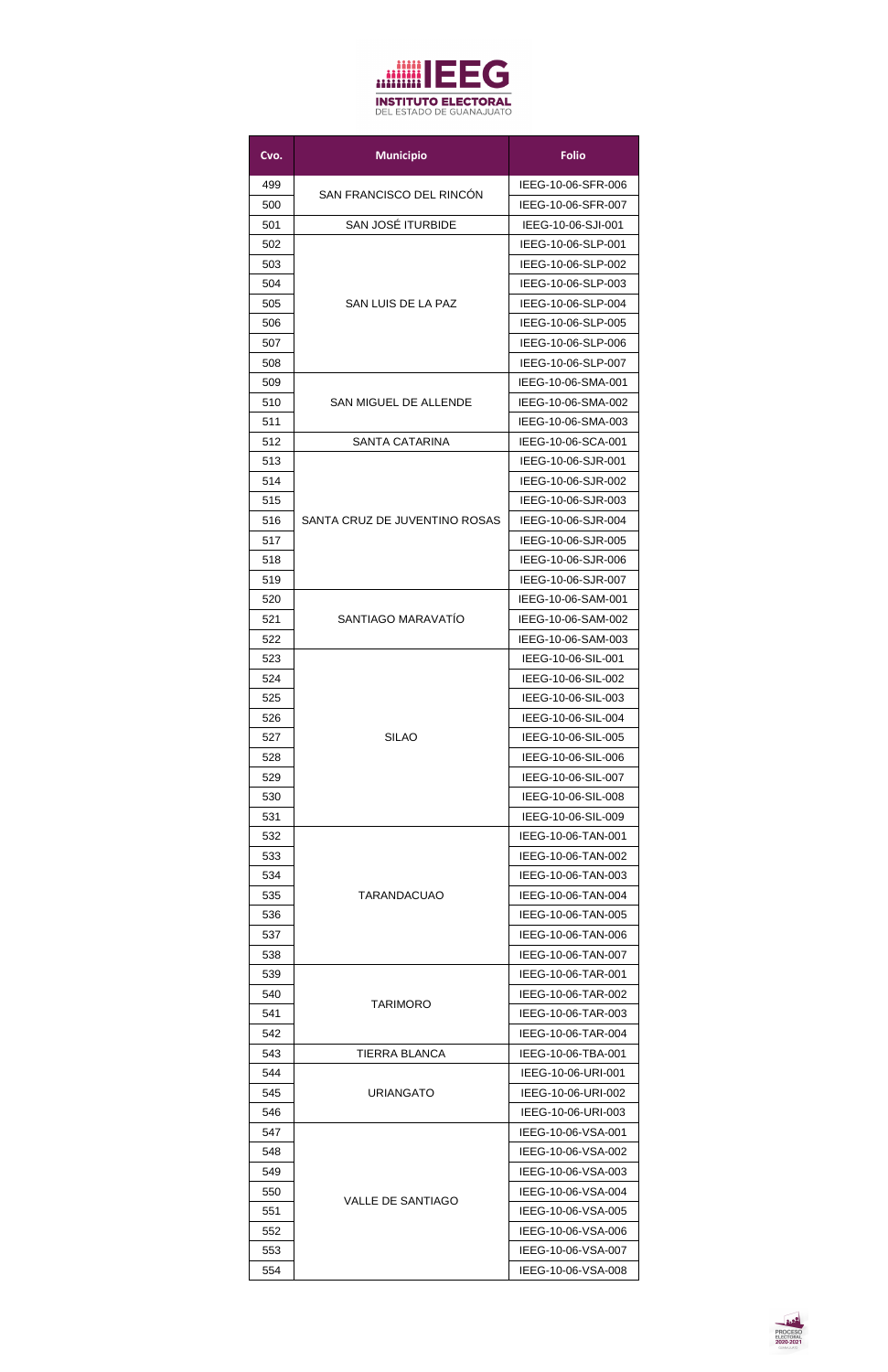| Cvo. | Municipio | Folio |
|---|---|---|
| 499 | SAN FRANCISCO DEL RINCÓN | IEEG-10-06-SFR-006 |
| 500 | SAN FRANCISCO DEL RINCÓN | IEEG-10-06-SFR-007 |
| 501 | SAN JOSÉ ITURBIDE | IEEG-10-06-SJI-001 |
| 502 | SAN LUIS DE LA PAZ | IEEG-10-06-SLP-001 |
| 503 | SAN LUIS DE LA PAZ | IEEG-10-06-SLP-002 |
| 504 | SAN LUIS DE LA PAZ | IEEG-10-06-SLP-003 |
| 505 | SAN LUIS DE LA PAZ | IEEG-10-06-SLP-004 |
| 506 | SAN LUIS DE LA PAZ | IEEG-10-06-SLP-005 |
| 507 | SAN LUIS DE LA PAZ | IEEG-10-06-SLP-006 |
| 508 | SAN LUIS DE LA PAZ | IEEG-10-06-SLP-007 |
| 509 | SAN MIGUEL DE ALLENDE | IEEG-10-06-SMA-001 |
| 510 | SAN MIGUEL DE ALLENDE | IEEG-10-06-SMA-002 |
| 511 | SAN MIGUEL DE ALLENDE | IEEG-10-06-SMA-003 |
| 512 | SANTA CATARINA | IEEG-10-06-SCA-001 |
| 513 | SANTA CRUZ DE JUVENTINO ROSAS | IEEG-10-06-SJR-001 |
| 514 | SANTA CRUZ DE JUVENTINO ROSAS | IEEG-10-06-SJR-002 |
| 515 | SANTA CRUZ DE JUVENTINO ROSAS | IEEG-10-06-SJR-003 |
| 516 | SANTA CRUZ DE JUVENTINO ROSAS | IEEG-10-06-SJR-004 |
| 517 | SANTA CRUZ DE JUVENTINO ROSAS | IEEG-10-06-SJR-005 |
| 518 | SANTA CRUZ DE JUVENTINO ROSAS | IEEG-10-06-SJR-006 |
| 519 | SANTA CRUZ DE JUVENTINO ROSAS | IEEG-10-06-SJR-007 |
| 520 | SANTIAGO MARAVATÍO | IEEG-10-06-SAM-001 |
| 521 | SANTIAGO MARAVATÍO | IEEG-10-06-SAM-002 |
| 522 | SANTIAGO MARAVATÍO | IEEG-10-06-SAM-003 |
| 523 | SILAO | IEEG-10-06-SIL-001 |
| 524 | SILAO | IEEG-10-06-SIL-002 |
| 525 | SILAO | IEEG-10-06-SIL-003 |
| 526 | SILAO | IEEG-10-06-SIL-004 |
| 527 | SILAO | IEEG-10-06-SIL-005 |
| 528 | SILAO | IEEG-10-06-SIL-006 |
| 529 | SILAO | IEEG-10-06-SIL-007 |
| 530 | SILAO | IEEG-10-06-SIL-008 |
| 531 | SILAO | IEEG-10-06-SIL-009 |
| 532 | TARANDACUAO | IEEG-10-06-TAN-001 |
| 533 | TARANDACUAO | IEEG-10-06-TAN-002 |
| 534 | TARANDACUAO | IEEG-10-06-TAN-003 |
| 535 | TARANDACUAO | IEEG-10-06-TAN-004 |
| 536 | TARANDACUAO | IEEG-10-06-TAN-005 |
| 537 | TARANDACUAO | IEEG-10-06-TAN-006 |
| 538 | TARANDACUAO | IEEG-10-06-TAN-007 |
| 539 | TARIMORO | IEEG-10-06-TAR-001 |
| 540 | TARIMORO | IEEG-10-06-TAR-002 |
| 541 | TARIMORO | IEEG-10-06-TAR-003 |
| 542 | TARIMORO | IEEG-10-06-TAR-004 |
| 543 | TIERRA BLANCA | IEEG-10-06-TBA-001 |
| 544 | URIANGATO | IEEG-10-06-URI-001 |
| 545 | URIANGATO | IEEG-10-06-URI-002 |
| 546 | URIANGATO | IEEG-10-06-URI-003 |
| 547 | VALLE DE SANTIAGO | IEEG-10-06-VSA-001 |
| 548 | VALLE DE SANTIAGO | IEEG-10-06-VSA-002 |
| 549 | VALLE DE SANTIAGO | IEEG-10-06-VSA-003 |
| 550 | VALLE DE SANTIAGO | IEEG-10-06-VSA-004 |
| 551 | VALLE DE SANTIAGO | IEEG-10-06-VSA-005 |
| 552 | VALLE DE SANTIAGO | IEEG-10-06-VSA-006 |
| 553 | VALLE DE SANTIAGO | IEEG-10-06-VSA-007 |
| 554 | VALLE DE SANTIAGO | IEEG-10-06-VSA-008 |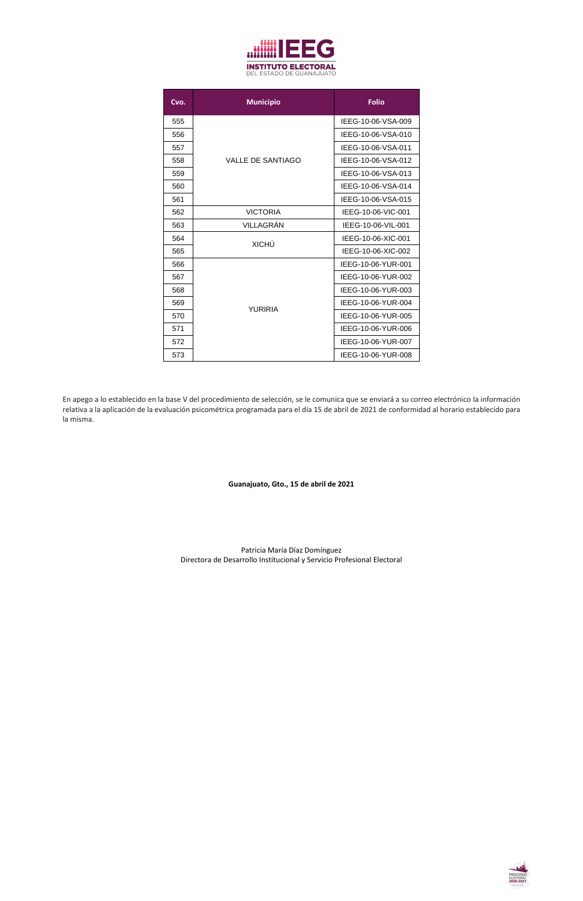| Cvo. | Municipio | Folio |
|---|---|---|
| 555 | VALLE DE SANTIAGO | IEEG-10-06-VSA-009 |
| 556 | | IEEG-10-06-VSA-010 |
| 557 | | IEEG-10-06-VSA-011 |
| 558 | | IEEG-10-06-VSA-012 |
| 559 | | IEEG-10-06-VSA-013 |
| 560 | | IEEG-10-06-VSA-014 |
| 561 | | IEEG-10-06-VSA-015 |
| 562 | VICTORIA | IEEG-10-06-VIC-001 |
| 563 | VILLAGRÁN | IEEG-10-06-VIL-001 |
| 564 | XICHÚ | IEEG-10-06-XIC-001 |
| 565 | | IEEG-10-06-XIC-002 |
| 566 | YURIRIA | IEEG-10-06-YUR-001 |
| 567 | | IEEG-10-06-YUR-002 |
| 568 | | IEEG-10-06-YUR-003 |
| 569 | | IEEG-10-06-YUR-004 |
| 570 | | IEEG-10-06-YUR-005 |
| 571 | | IEEG-10-06-YUR-006 |
| 572 | | IEEG-10-06-YUR-007 |
| 573 | | IEEG-10-06-YUR-008 |

En apego a lo establecido en la base V del procedimiento de selección, se le comunica que se enviará a su correo electrónico la información relativa a la aplicación de la evaluación psicométrica programada para el día 15 de abril de 2021 de conformidad al horario establecido para la misma.

**Guanajuato, Gto., 15 de abril de 2021**

Patricia María Díaz Domínguez
Directora de Desarrollo Institucional y Servicio Profesional Electoral